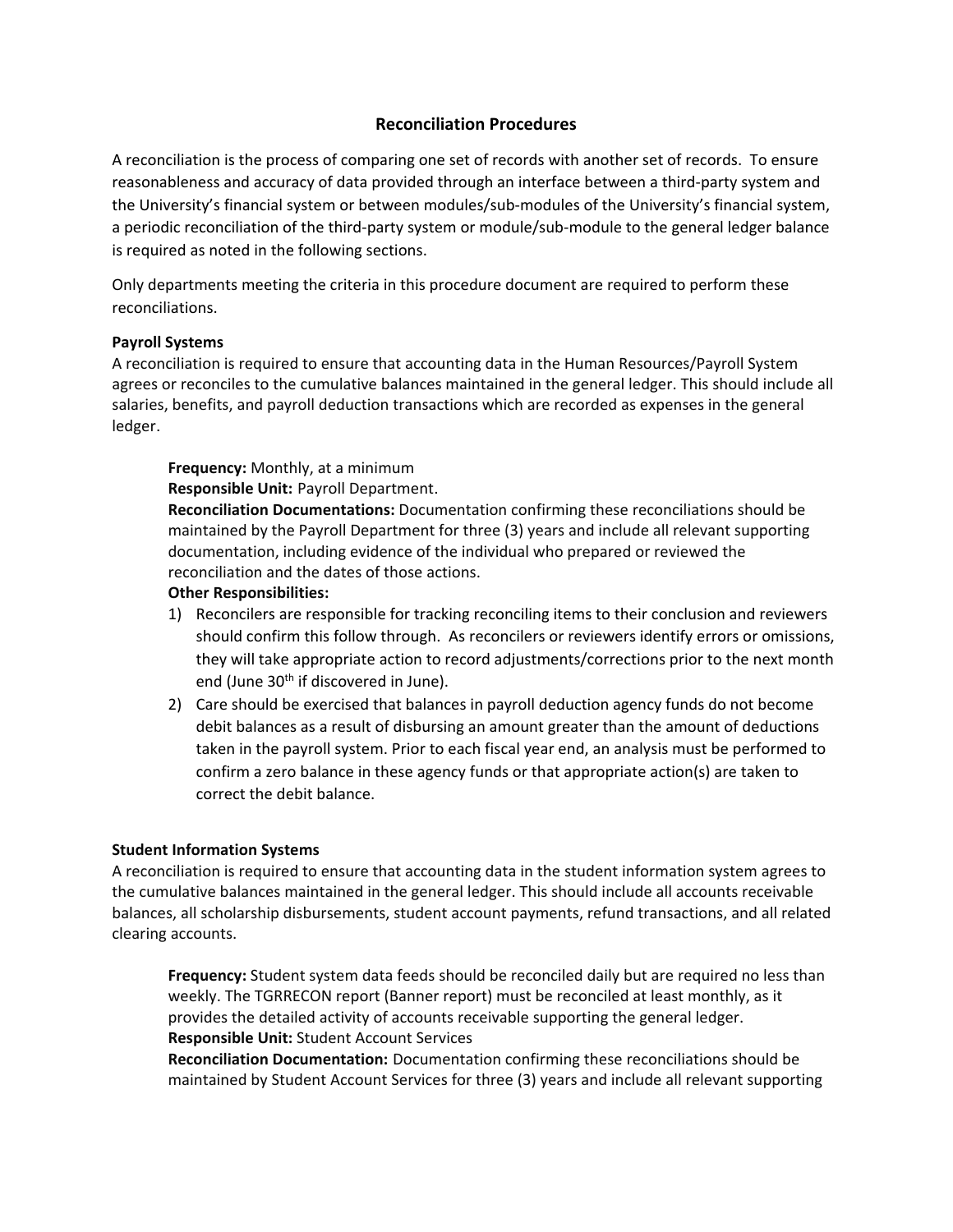# Reconciliation Procedures

A reconciliation is the process of comparing one set of records with another set of records. To ensure reasonableness and accuracy of data provided through an interface between a third-party system and the University's financial system or between modules/sub-modules of the University's financial system, a periodic reconciliation of the third-party system or module/sub-module to the general ledger balance is required as noted in the following sections.

Only departments meeting the criteria in this procedure document are required to perform these reconciliations.

**Payroll Systems**

A reconciliation is required to ensure that accounting data in the Human Resources/Payroll System agrees or reconciles to the cumulative balances maintained in the general ledger. This should include all salaries, benefits, and payroll deduction transactions which are recorded as expenses in the general ledger.

> **Frequency:** Monthly, at a minimum
>
> **Responsible Unit:** Payroll Department.
>
> **Reconciliation Documentations:** Documentation confirming these reconciliations should be maintained by the Payroll Department for three (3) years and include all relevant supporting documentation, including evidence of the individual who prepared or reviewed the reconciliation and the dates of those actions.
>
> **Other Responsibilities:**
>
> 1) Reconcilers are responsible for tracking reconciling items to their conclusion and reviewers should confirm this follow through. As reconcilers or reviewers identify errors or omissions, they will take appropriate action to record adjustments/corrections prior to the next month end (June 30th if discovered in June).
> 2) Care should be exercised that balances in payroll deduction agency funds do not become debit balances as a result of disbursing an amount greater than the amount of deductions taken in the payroll system. Prior to each fiscal year end, an analysis must be performed to confirm a zero balance in these agency funds or that appropriate action(s) are taken to correct the debit balance.

**Student Information Systems**

A reconciliation is required to ensure that accounting data in the student information system agrees to the cumulative balances maintained in the general ledger. This should include all accounts receivable balances, all scholarship disbursements, student account payments, refund transactions, and all related clearing accounts.

> **Frequency:** Student system data feeds should be reconciled daily but are required no less than weekly. The TGRRECON report (Banner report) must be reconciled at least monthly, as it provides the detailed activity of accounts receivable supporting the general ledger.
>
> **Responsible Unit:** Student Account Services
>
> **Reconciliation Documentation:** Documentation confirming these reconciliations should be maintained by Student Account Services for three (3) years and include all relevant supporting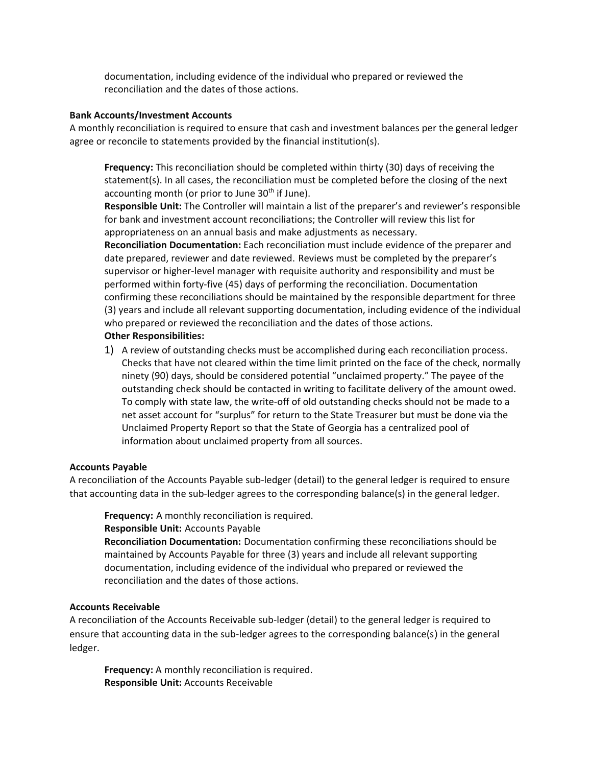documentation, including evidence of the individual who prepared or reviewed the reconciliation and the dates of those actions.

**Bank Accounts/Investment Accounts**

A monthly reconciliation is required to ensure that cash and investment balances per the general ledger agree or reconcile to statements provided by the financial institution(s).

**Frequency:** This reconciliation should be completed within thirty (30) days of receiving the statement(s). In all cases, the reconciliation must be completed before the closing of the next accounting month (or prior to June 30th if June).

**Responsible Unit:** The Controller will maintain a list of the preparer's and reviewer's responsible for bank and investment account reconciliations; the Controller will review this list for appropriateness on an annual basis and make adjustments as necessary.

**Reconciliation Documentation:** Each reconciliation must include evidence of the preparer and date prepared, reviewer and date reviewed. Reviews must be completed by the preparer's supervisor or higher-level manager with requisite authority and responsibility and must be performed within forty-five (45) days of performing the reconciliation. Documentation confirming these reconciliations should be maintained by the responsible department for three (3) years and include all relevant supporting documentation, including evidence of the individual who prepared or reviewed the reconciliation and the dates of those actions.

**Other Responsibilities:**

1) A review of outstanding checks must be accomplished during each reconciliation process. Checks that have not cleared within the time limit printed on the face of the check, normally ninety (90) days, should be considered potential "unclaimed property." The payee of the outstanding check should be contacted in writing to facilitate delivery of the amount owed. To comply with state law, the write-off of old outstanding checks should not be made to a net asset account for "surplus" for return to the State Treasurer but must be done via the Unclaimed Property Report so that the State of Georgia has a centralized pool of information about unclaimed property from all sources.

**Accounts Payable**

A reconciliation of the Accounts Payable sub-ledger (detail) to the general ledger is required to ensure that accounting data in the sub-ledger agrees to the corresponding balance(s) in the general ledger.

**Frequency:** A monthly reconciliation is required.

**Responsible Unit:** Accounts Payable

**Reconciliation Documentation:** Documentation confirming these reconciliations should be maintained by Accounts Payable for three (3) years and include all relevant supporting documentation, including evidence of the individual who prepared or reviewed the reconciliation and the dates of those actions.

**Accounts Receivable**

A reconciliation of the Accounts Receivable sub-ledger (detail) to the general ledger is required to ensure that accounting data in the sub-ledger agrees to the corresponding balance(s) in the general ledger.

**Frequency:** A monthly reconciliation is required.

**Responsible Unit:** Accounts Receivable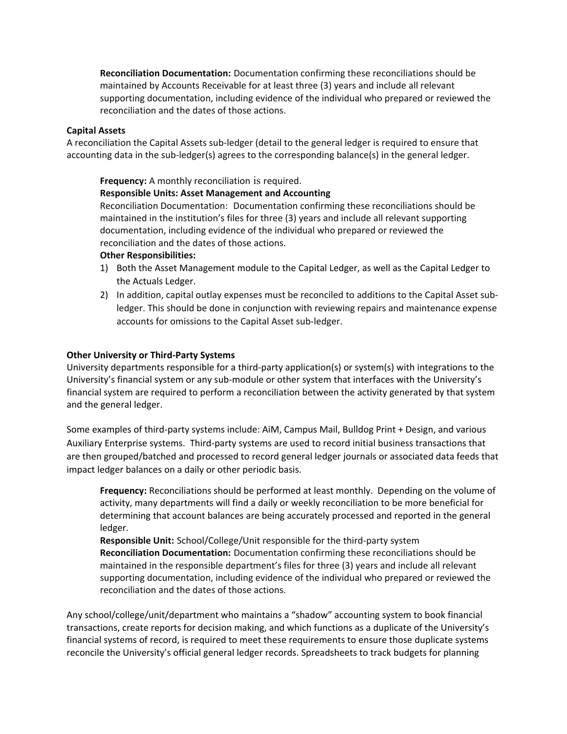**Reconciliation Documentation:** Documentation confirming these reconciliations should be maintained by Accounts Receivable for at least three (3) years and include all relevant supporting documentation, including evidence of the individual who prepared or reviewed the reconciliation and the dates of those actions.

**Capital Assets**

A reconciliation the Capital Assets sub-ledger (detail to the general ledger is required to ensure that accounting data in the sub-ledger(s) agrees to the corresponding balance(s) in the general ledger.

**Frequency:** A monthly reconciliation is required.
**Responsible Units: Asset Management and Accounting**
Reconciliation Documentation: Documentation confirming these reconciliations should be maintained in the institution's files for three (3) years and include all relevant supporting documentation, including evidence of the individual who prepared or reviewed the reconciliation and the dates of those actions.
**Other Responsibilities:**

1) Both the Asset Management module to the Capital Ledger, as well as the Capital Ledger to the Actuals Ledger.
2) In addition, capital outlay expenses must be reconciled to additions to the Capital Asset sub-ledger. This should be done in conjunction with reviewing repairs and maintenance expense accounts for omissions to the Capital Asset sub-ledger.

**Other University or Third-Party Systems**

University departments responsible for a third-party application(s) or system(s) with integrations to the University's financial system or any sub-module or other system that interfaces with the University's financial system are required to perform a reconciliation between the activity generated by that system and the general ledger.

Some examples of third-party systems include: AiM, Campus Mail, Bulldog Print + Design, and various Auxiliary Enterprise systems. Third-party systems are used to record initial business transactions that are then grouped/batched and processed to record general ledger journals or associated data feeds that impact ledger balances on a daily or other periodic basis.

**Frequency:** Reconciliations should be performed at least monthly. Depending on the volume of activity, many departments will find a daily or weekly reconciliation to be more beneficial for determining that account balances are being accurately processed and reported in the general ledger.
**Responsible Unit:** School/College/Unit responsible for the third-party system
**Reconciliation Documentation:** Documentation confirming these reconciliations should be maintained in the responsible department's files for three (3) years and include all relevant supporting documentation, including evidence of the individual who prepared or reviewed the reconciliation and the dates of those actions.

Any school/college/unit/department who maintains a "shadow" accounting system to book financial transactions, create reports for decision making, and which functions as a duplicate of the University's financial systems of record, is required to meet these requirements to ensure those duplicate systems reconcile the University's official general ledger records. Spreadsheets to track budgets for planning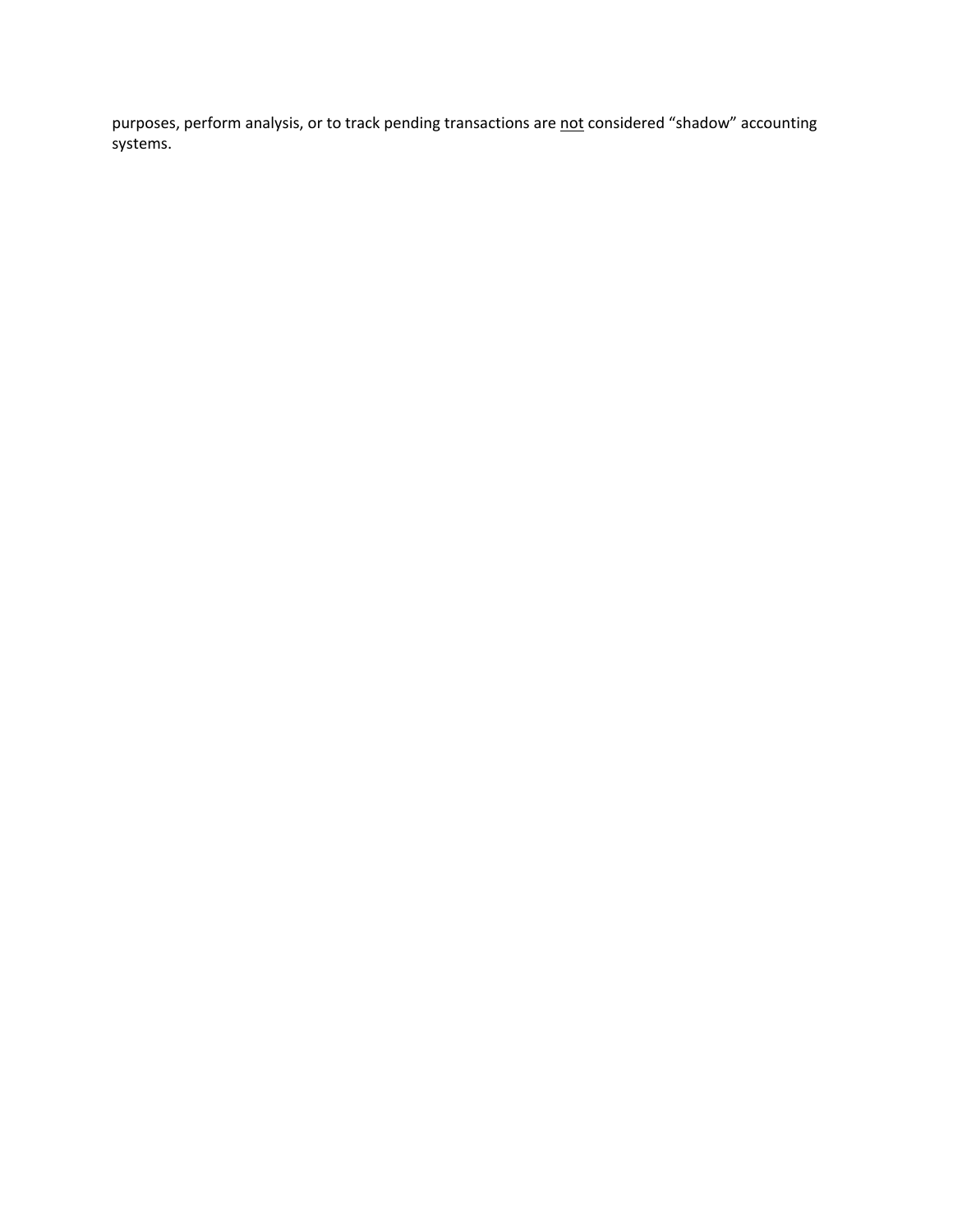purposes, perform analysis, or to track pending transactions are <u>not</u> considered "shadow" accounting systems.